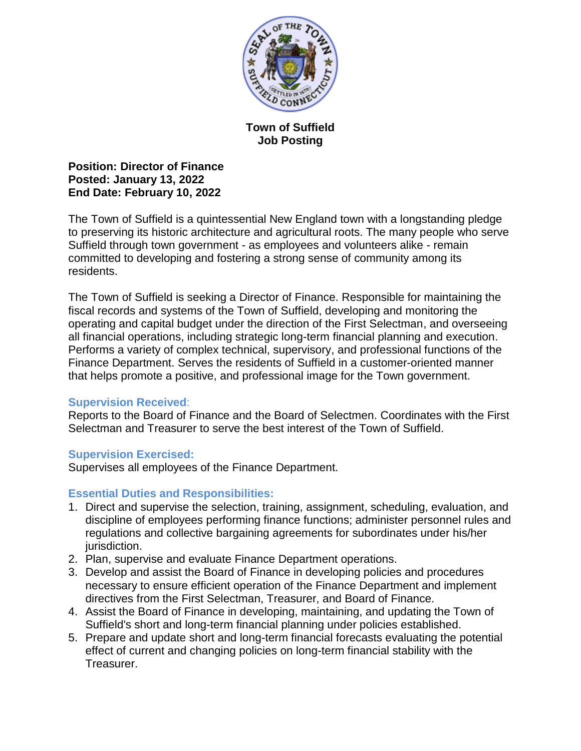**Town of Suffield**
**Job Posting**

**Position: Director of Finance**
**Posted: January 13, 2022**
**End Date: February 10, 2022**

The Town of Suffield is a quintessential New England town with a longstanding pledge to preserving its historic architecture and agricultural roots. The many people who serve Suffield through town government - as employees and volunteers alike - remain committed to developing and fostering a strong sense of community among its residents.

The Town of Suffield is seeking a Director of Finance. Responsible for maintaining the fiscal records and systems of the Town of Suffield, developing and monitoring the operating and capital budget under the direction of the First Selectman, and overseeing all financial operations, including strategic long-term financial planning and execution. Performs a variety of complex technical, supervisory, and professional functions of the Finance Department. Serves the residents of Suffield in a customer-oriented manner that helps promote a positive, and professional image for the Town government.

### Supervision Received:

Reports to the Board of Finance and the Board of Selectmen. Coordinates with the First Selectman and Treasurer to serve the best interest of the Town of Suffield.

### Supervision Exercised:

Supervises all employees of the Finance Department.

### Essential Duties and Responsibilities:

1. Direct and supervise the selection, training, assignment, scheduling, evaluation, and discipline of employees performing finance functions; administer personnel rules and regulations and collective bargaining agreements for subordinates under his/her jurisdiction.
2. Plan, supervise and evaluate Finance Department operations.
3. Develop and assist the Board of Finance in developing policies and procedures necessary to ensure efficient operation of the Finance Department and implement directives from the First Selectman, Treasurer, and Board of Finance.
4. Assist the Board of Finance in developing, maintaining, and updating the Town of Suffield's short and long-term financial planning under policies established.
5. Prepare and update short and long-term financial forecasts evaluating the potential effect of current and changing policies on long-term financial stability with the Treasurer.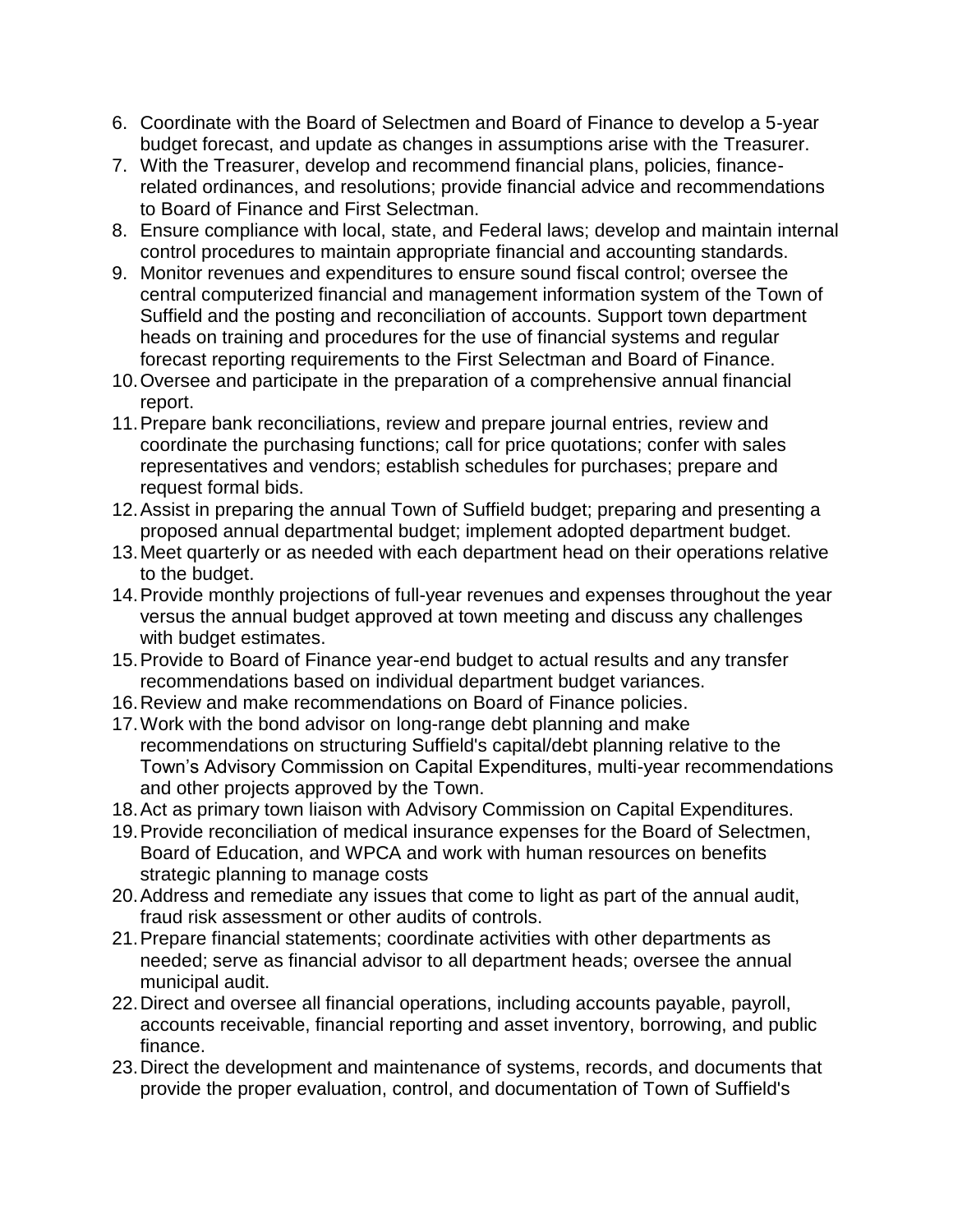6. Coordinate with the Board of Selectmen and Board of Finance to develop a 5-year budget forecast, and update as changes in assumptions arise with the Treasurer.
7. With the Treasurer, develop and recommend financial plans, policies, finance-related ordinances, and resolutions; provide financial advice and recommendations to Board of Finance and First Selectman.
8. Ensure compliance with local, state, and Federal laws; develop and maintain internal control procedures to maintain appropriate financial and accounting standards.
9. Monitor revenues and expenditures to ensure sound fiscal control; oversee the central computerized financial and management information system of the Town of Suffield and the posting and reconciliation of accounts. Support town department heads on training and procedures for the use of financial systems and regular forecast reporting requirements to the First Selectman and Board of Finance.
10. Oversee and participate in the preparation of a comprehensive annual financial report.
11. Prepare bank reconciliations, review and prepare journal entries, review and coordinate the purchasing functions; call for price quotations; confer with sales representatives and vendors; establish schedules for purchases; prepare and request formal bids.
12. Assist in preparing the annual Town of Suffield budget; preparing and presenting a proposed annual departmental budget; implement adopted department budget.
13. Meet quarterly or as needed with each department head on their operations relative to the budget.
14. Provide monthly projections of full-year revenues and expenses throughout the year versus the annual budget approved at town meeting and discuss any challenges with budget estimates.
15. Provide to Board of Finance year-end budget to actual results and any transfer recommendations based on individual department budget variances.
16. Review and make recommendations on Board of Finance policies.
17. Work with the bond advisor on long-range debt planning and make recommendations on structuring Suffield's capital/debt planning relative to the Town's Advisory Commission on Capital Expenditures, multi-year recommendations and other projects approved by the Town.
18. Act as primary town liaison with Advisory Commission on Capital Expenditures.
19. Provide reconciliation of medical insurance expenses for the Board of Selectmen, Board of Education, and WPCA and work with human resources on benefits strategic planning to manage costs
20. Address and remediate any issues that come to light as part of the annual audit, fraud risk assessment or other audits of controls.
21. Prepare financial statements; coordinate activities with other departments as needed; serve as financial advisor to all department heads; oversee the annual municipal audit.
22. Direct and oversee all financial operations, including accounts payable, payroll, accounts receivable, financial reporting and asset inventory, borrowing, and public finance.
23. Direct the development and maintenance of systems, records, and documents that provide the proper evaluation, control, and documentation of Town of Suffield's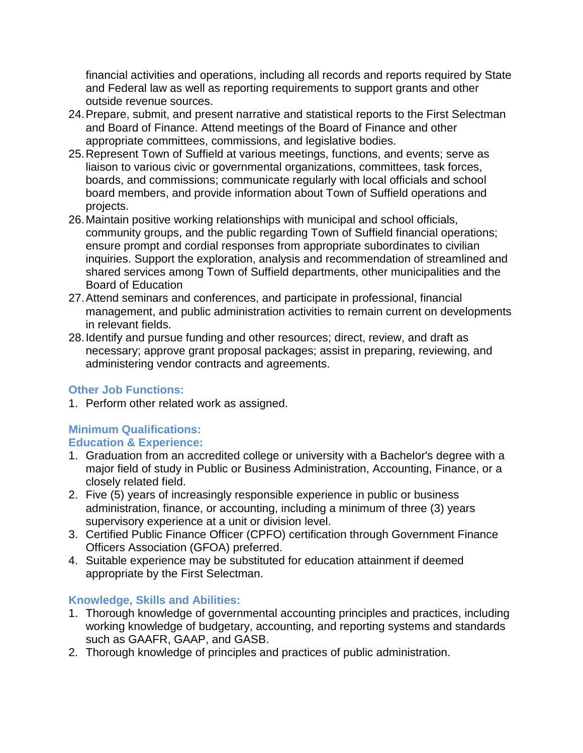financial activities and operations, including all records and reports required by State and Federal law as well as reporting requirements to support grants and other outside revenue sources.

24. Prepare, submit, and present narrative and statistical reports to the First Selectman and Board of Finance. Attend meetings of the Board of Finance and other appropriate committees, commissions, and legislative bodies.
25. Represent Town of Suffield at various meetings, functions, and events; serve as liaison to various civic or governmental organizations, committees, task forces, boards, and commissions; communicate regularly with local officials and school board members, and provide information about Town of Suffield operations and projects.
26. Maintain positive working relationships with municipal and school officials, community groups, and the public regarding Town of Suffield financial operations; ensure prompt and cordial responses from appropriate subordinates to civilian inquiries. Support the exploration, analysis and recommendation of streamlined and shared services among Town of Suffield departments, other municipalities and the Board of Education
27. Attend seminars and conferences, and participate in professional, financial management, and public administration activities to remain current on developments in relevant fields.
28. Identify and pursue funding and other resources; direct, review, and draft as necessary; approve grant proposal packages; assist in preparing, reviewing, and administering vendor contracts and agreements.

### Other Job Functions:

1. Perform other related work as assigned.

### Minimum Qualifications:

### Education & Experience:

1. Graduation from an accredited college or university with a Bachelor's degree with a major field of study in Public or Business Administration, Accounting, Finance, or a closely related field.
2. Five (5) years of increasingly responsible experience in public or business administration, finance, or accounting, including a minimum of three (3) years supervisory experience at a unit or division level.
3. Certified Public Finance Officer (CPFO) certification through Government Finance Officers Association (GFOA) preferred.
4. Suitable experience may be substituted for education attainment if deemed appropriate by the First Selectman.

### Knowledge, Skills and Abilities:

1. Thorough knowledge of governmental accounting principles and practices, including working knowledge of budgetary, accounting, and reporting systems and standards such as GAAFR, GAAP, and GASB.
2. Thorough knowledge of principles and practices of public administration.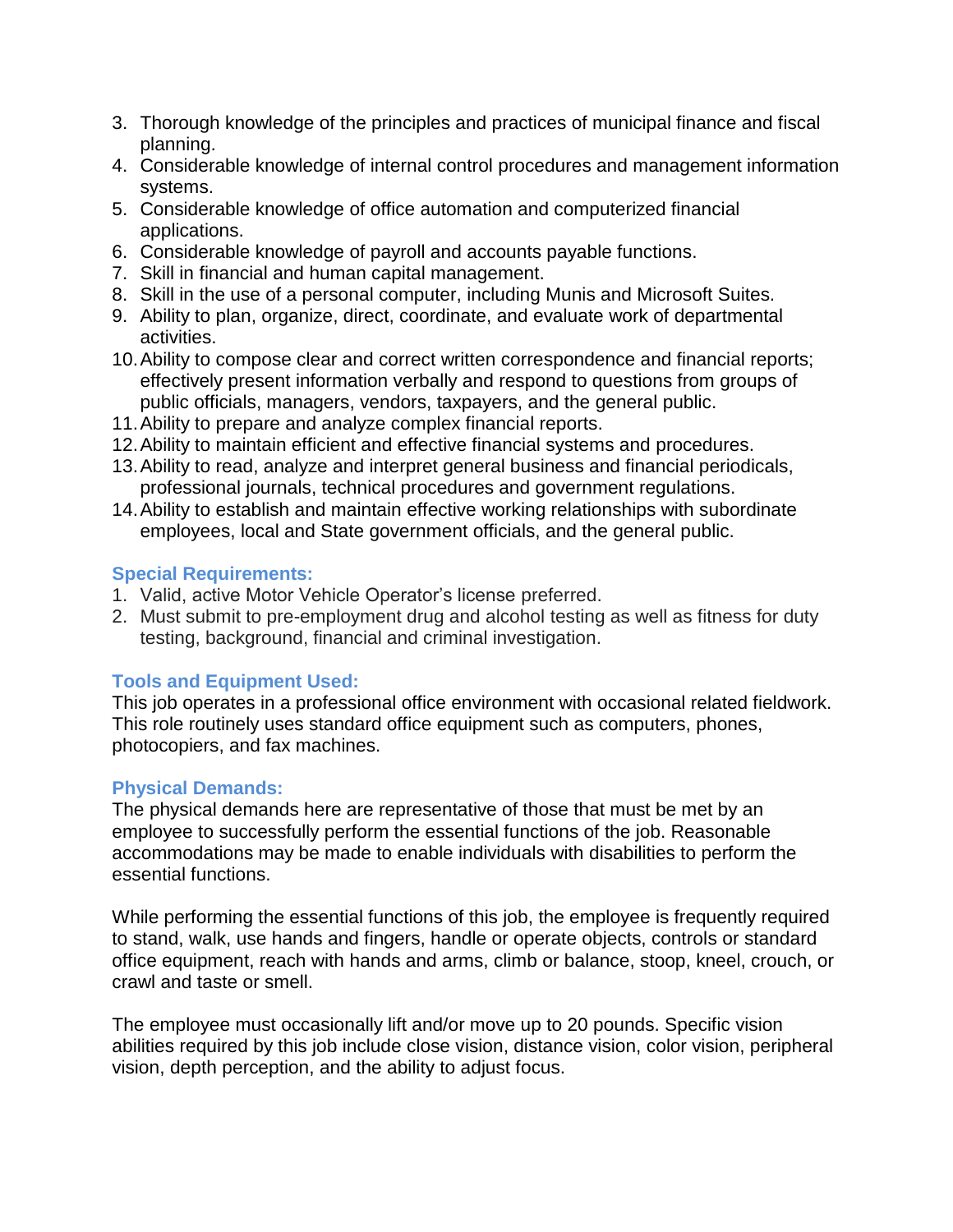3. Thorough knowledge of the principles and practices of municipal finance and fiscal planning.
4. Considerable knowledge of internal control procedures and management information systems.
5. Considerable knowledge of office automation and computerized financial applications.
6. Considerable knowledge of payroll and accounts payable functions.
7. Skill in financial and human capital management.
8. Skill in the use of a personal computer, including Munis and Microsoft Suites.
9. Ability to plan, organize, direct, coordinate, and evaluate work of departmental activities.
10. Ability to compose clear and correct written correspondence and financial reports; effectively present information verbally and respond to questions from groups of public officials, managers, vendors, taxpayers, and the general public.
11. Ability to prepare and analyze complex financial reports.
12. Ability to maintain efficient and effective financial systems and procedures.
13. Ability to read, analyze and interpret general business and financial periodicals, professional journals, technical procedures and government regulations.
14. Ability to establish and maintain effective working relationships with subordinate employees, local and State government officials, and the general public.

### Special Requirements:

1. Valid, active Motor Vehicle Operator's license preferred.
2. Must submit to pre-employment drug and alcohol testing as well as fitness for duty testing, background, financial and criminal investigation.

### Tools and Equipment Used:

This job operates in a professional office environment with occasional related fieldwork. This role routinely uses standard office equipment such as computers, phones, photocopiers, and fax machines.

### Physical Demands:

The physical demands here are representative of those that must be met by an employee to successfully perform the essential functions of the job. Reasonable accommodations may be made to enable individuals with disabilities to perform the essential functions.

While performing the essential functions of this job, the employee is frequently required to stand, walk, use hands and fingers, handle or operate objects, controls or standard office equipment, reach with hands and arms, climb or balance, stoop, kneel, crouch, or crawl and taste or smell.

The employee must occasionally lift and/or move up to 20 pounds. Specific vision abilities required by this job include close vision, distance vision, color vision, peripheral vision, depth perception, and the ability to adjust focus.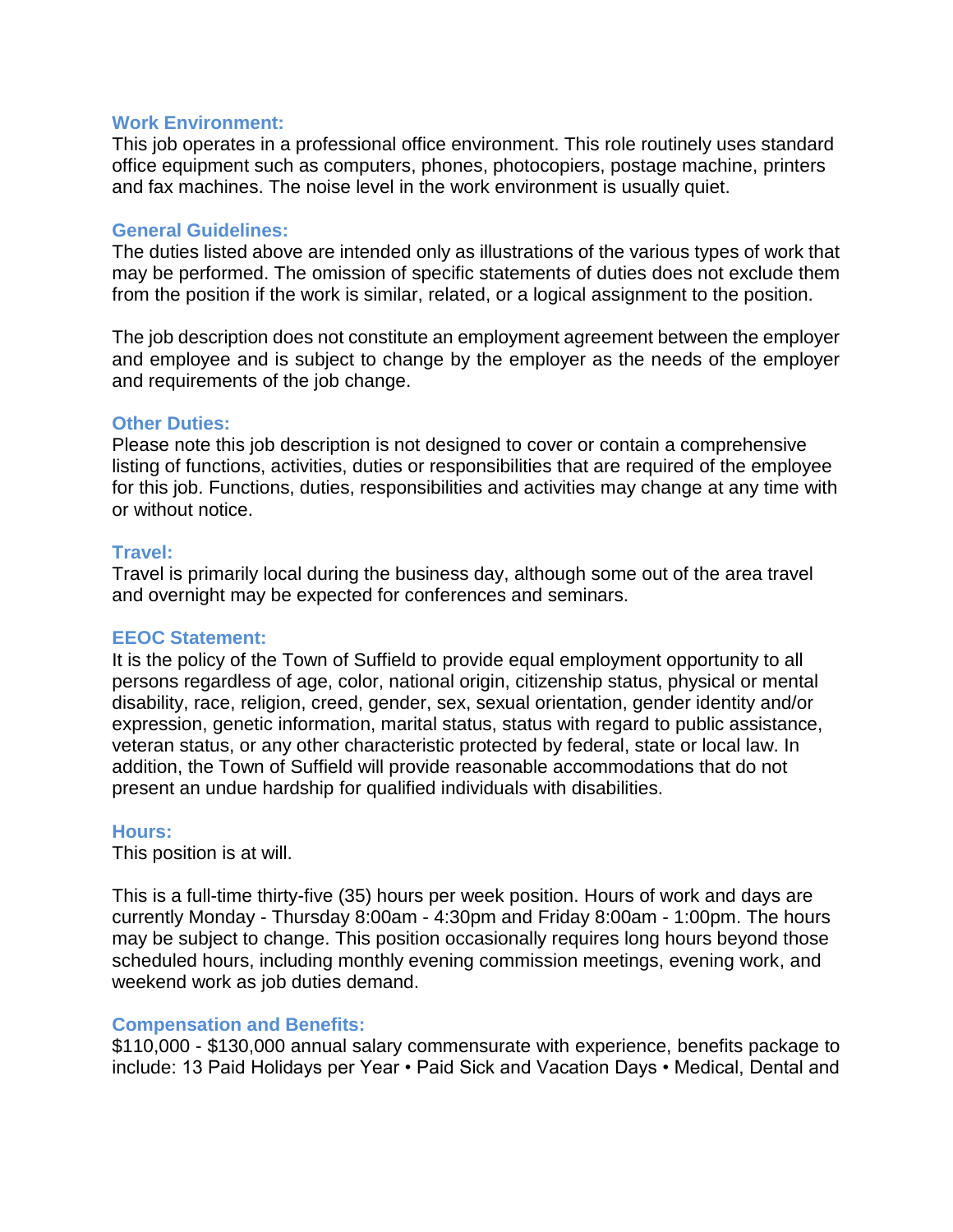### Work Environment:

This job operates in a professional office environment. This role routinely uses standard office equipment such as computers, phones, photocopiers, postage machine, printers and fax machines. The noise level in the work environment is usually quiet.

### General Guidelines:

The duties listed above are intended only as illustrations of the various types of work that may be performed. The omission of specific statements of duties does not exclude them from the position if the work is similar, related, or a logical assignment to the position.

The job description does not constitute an employment agreement between the employer and employee and is subject to change by the employer as the needs of the employer and requirements of the job change.

### Other Duties:

Please note this job description is not designed to cover or contain a comprehensive listing of functions, activities, duties or responsibilities that are required of the employee for this job. Functions, duties, responsibilities and activities may change at any time with or without notice.

### Travel:

Travel is primarily local during the business day, although some out of the area travel and overnight may be expected for conferences and seminars.

### EEOC Statement:

It is the policy of the Town of Suffield to provide equal employment opportunity to all persons regardless of age, color, national origin, citizenship status, physical or mental disability, race, religion, creed, gender, sex, sexual orientation, gender identity and/or expression, genetic information, marital status, status with regard to public assistance, veteran status, or any other characteristic protected by federal, state or local law. In addition, the Town of Suffield will provide reasonable accommodations that do not present an undue hardship for qualified individuals with disabilities.

### Hours:

This position is at will.

This is a full-time thirty-five (35) hours per week position. Hours of work and days are currently Monday - Thursday 8:00am - 4:30pm and Friday 8:00am - 1:00pm. The hours may be subject to change. This position occasionally requires long hours beyond those scheduled hours, including monthly evening commission meetings, evening work, and weekend work as job duties demand.

### Compensation and Benefits:

$110,000 - $130,000 annual salary commensurate with experience, benefits package to include: 13 Paid Holidays per Year • Paid Sick and Vacation Days • Medical, Dental and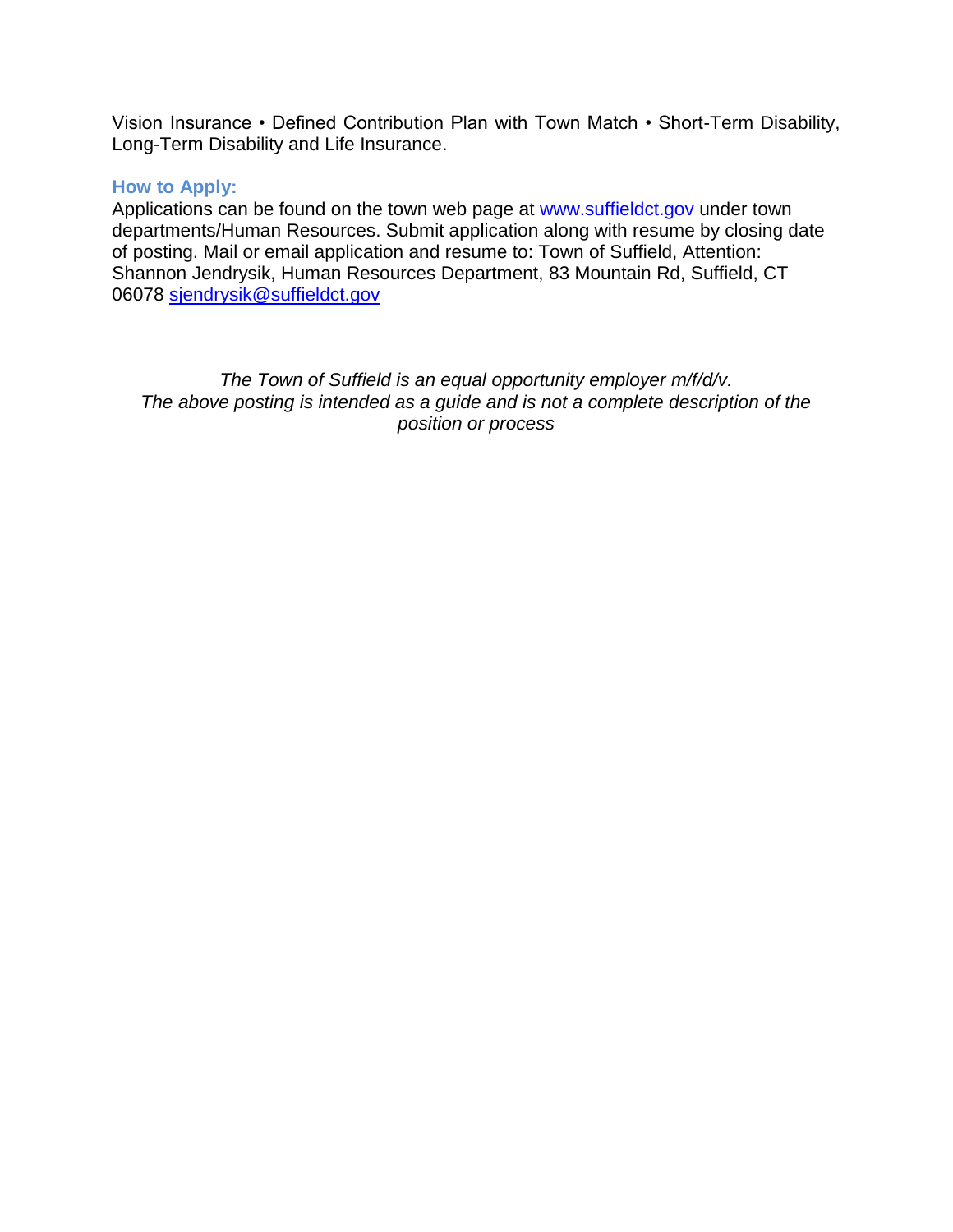Vision Insurance • Defined Contribution Plan with Town Match • Short-Term Disability, Long-Term Disability and Life Insurance.

### How to Apply:

Applications can be found on the town web page at [www.suffieldct.gov](http://www.suffieldct.gov) under town departments/Human Resources. Submit application along with resume by closing date of posting. Mail or email application and resume to: Town of Suffield, Attention: Shannon Jendrysik, Human Resources Department, 83 Mountain Rd, Suffield, CT 06078 [sjendrysik@suffieldct.gov](mailto:sjendrysik@suffieldct.gov)

*The Town of Suffield is an equal opportunity employer m/f/d/v.*
*The above posting is intended as a guide and is not a complete description of the position or process*